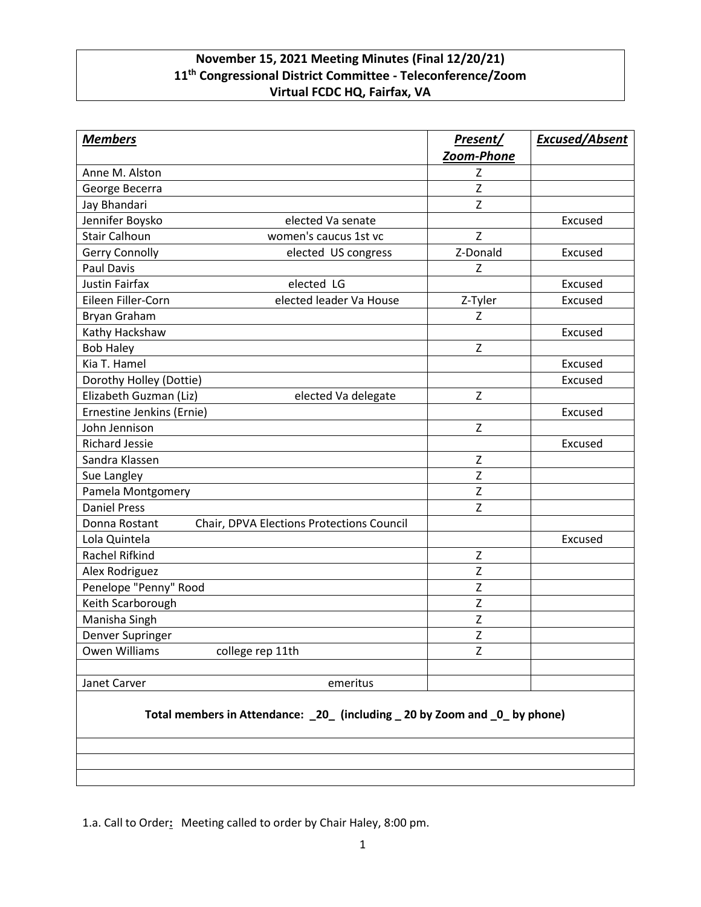**November 15, 2021 Meeting Minutes (Final 12/20/21)**
**11th Congressional District Committee - Teleconference/Zoom**
**Virtual FCDC HQ, Fairfax, VA**

| ***Members*** | | ***Present/ Zoom-Phone*** | ***Excused/Absent*** |
|---|---|---|---|
| Anne M. Alston | | Z | |
| George Becerra | | Z | |
| Jay Bhandari | | Z | |
| Jennifer Boysko | elected Va senate | | Excused |
| Stair Calhoun | women's caucus 1st vc | Z | |
| Gerry Connolly | elected US congress | Z-Donald | Excused |
| Paul Davis | | Z | |
| Justin Fairfax | elected LG | | Excused |
| Eileen Filler-Corn | elected leader Va House | Z-Tyler | Excused |
| Bryan Graham | | Z | |
| Kathy Hackshaw | | | Excused |
| Bob Haley | | Z | |
| Kia T. Hamel | | | Excused |
| Dorothy Holley (Dottie) | | | Excused |
| Elizabeth Guzman (Liz) | elected Va delegate | Z | |
| Ernestine Jenkins (Ernie) | | | Excused |
| John Jennison | | Z | |
| Richard Jessie | | | Excused |
| Sandra Klassen | | Z | |
| Sue Langley | | Z | |
| Pamela Montgomery | | Z | |
| Daniel Press | | Z | |
| Donna Rostant | Chair, DPVA Elections Protections Council | | |
| Lola Quintela | | | Excused |
| Rachel Rifkind | | Z | |
| Alex Rodriguez | | Z | |
| Penelope "Penny" Rood | | Z | |
| Keith Scarborough | | Z | |
| Manisha Singh | | Z | |
| Denver Supringer | | Z | |
| Owen Williams | college rep 11th | Z | |
| | | | |
| Janet Carver | emeritus | | |

**Total members in Attendance: _20_ (including _ 20 by Zoom and _0_ by phone)**

1.a. Call to Order**:** Meeting called to order by Chair Haley, 8:00 pm.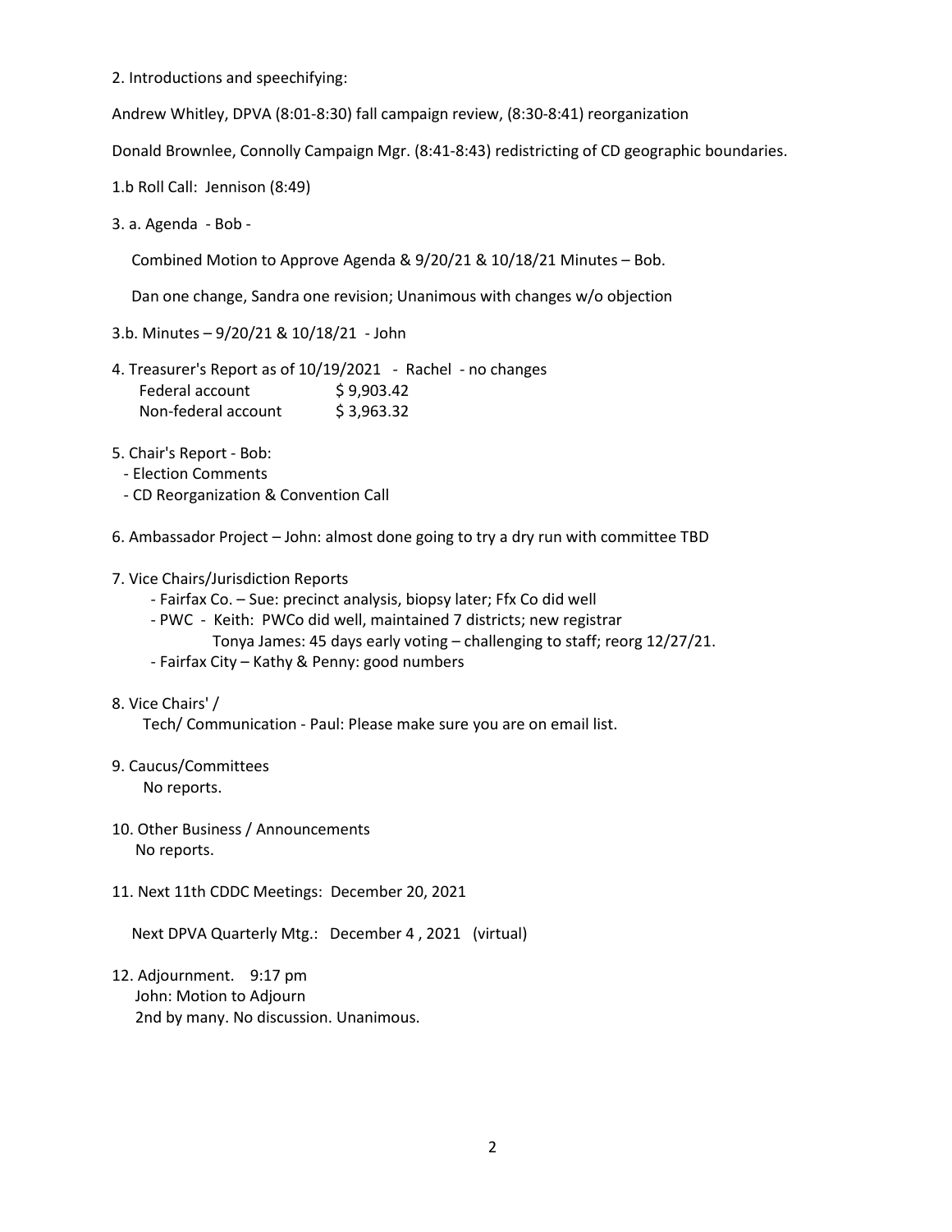2. Introductions and speechifying:

Andrew Whitley, DPVA (8:01-8:30) fall campaign review, (8:30-8:41) reorganization

Donald Brownlee, Connolly Campaign Mgr. (8:41-8:43) redistricting of CD geographic boundaries.

1.b Roll Call: Jennison (8:49)

3. a. Agenda - Bob -

Combined Motion to Approve Agenda & 9/20/21 & 10/18/21 Minutes – Bob.

Dan one change, Sandra one revision; Unanimous with changes w/o objection

3.b. Minutes – 9/20/21 & 10/18/21 - John

4. Treasurer's Report as of 10/19/2021 - Rachel - no changes

| | |
|---|---|
| Federal account | $ 9,903.42 |
| Non-federal account | $ 3,963.32 |

5. Chair's Report - Bob:
   - Election Comments
   - CD Reorganization & Convention Call

6. Ambassador Project – John: almost done going to try a dry run with committee TBD

7. Vice Chairs/Jurisdiction Reports
   - Fairfax Co. – Sue: precinct analysis, biopsy later; Ffx Co did well
   - PWC - Keith: PWCo did well, maintained 7 districts; new registrar
     Tonya James: 45 days early voting – challenging to staff; reorg 12/27/21.
   - Fairfax City – Kathy & Penny: good numbers

8. Vice Chairs' /
   Tech/ Communication - Paul: Please make sure you are on email list.

9. Caucus/Committees
   No reports.

10. Other Business / Announcements
    No reports.

11. Next 11th CDDC Meetings: December 20, 2021

    Next DPVA Quarterly Mtg.: December 4 , 2021 (virtual)

12. Adjournment. 9:17 pm
    John: Motion to Adjourn
    2nd by many. No discussion. Unanimous.